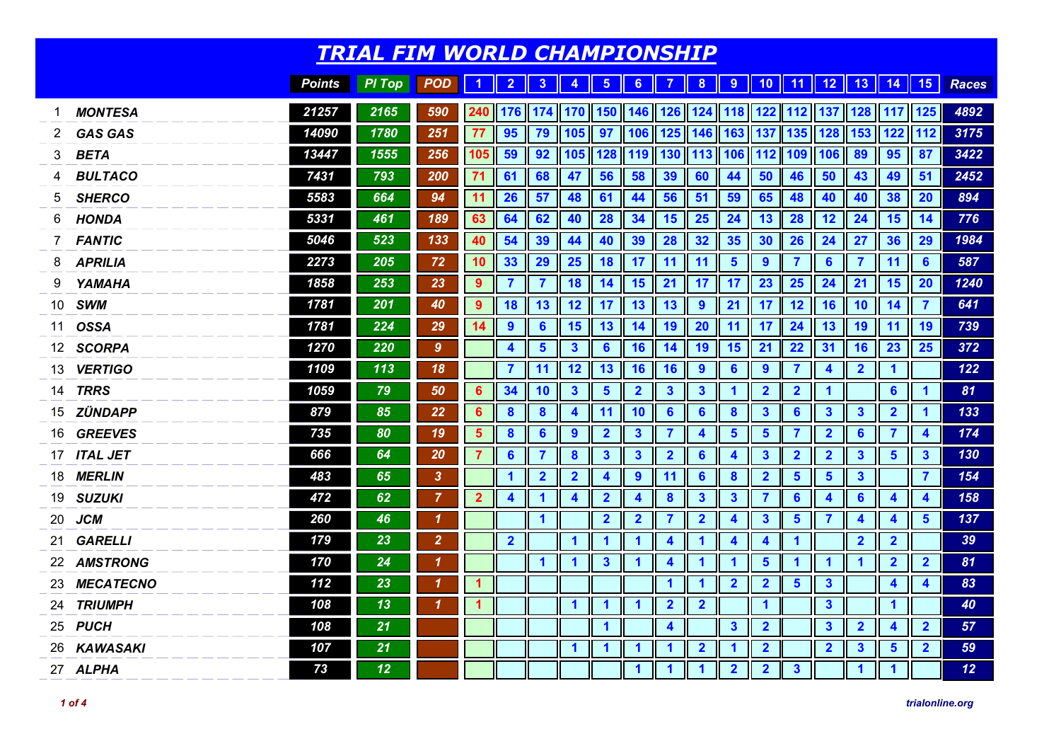# TRIAL FIM WORLD CHAMPIONSHIP

| # | | Points | Pl Top | POD | 1 | 2 | 3 | 4 | 5 | 6 | 7 | 8 | 9 | 10 | 11 | 12 | 13 | 14 | 15 | Races |
|---|---|---|---|---|---|---|---|---|---|---|---|---|---|---|---|---|---|---|---|---|
| 1 | MONTESA | 21257 | 2165 | 590 | 240 | 176 | 174 | 170 | 150 | 146 | 126 | 124 | 118 | 122 | 112 | 137 | 128 | 117 | 125 | 4892 |
| 2 | GAS GAS | 14090 | 1780 | 251 | 77 | 95 | 79 | 105 | 97 | 106 | 125 | 146 | 163 | 137 | 135 | 128 | 153 | 122 | 112 | 3175 |
| 3 | BETA | 13447 | 1555 | 256 | 105 | 59 | 92 | 105 | 128 | 119 | 130 | 113 | 106 | 112 | 109 | 106 | 89 | 95 | 87 | 3422 |
| 4 | BULTACO | 7431 | 793 | 200 | 71 | 61 | 68 | 47 | 56 | 58 | 39 | 60 | 44 | 50 | 46 | 50 | 43 | 49 | 51 | 2452 |
| 5 | SHERCO | 5583 | 664 | 94 | 11 | 26 | 57 | 48 | 61 | 44 | 56 | 51 | 59 | 65 | 48 | 40 | 40 | 38 | 20 | 894 |
| 6 | HONDA | 5331 | 461 | 189 | 63 | 64 | 62 | 40 | 28 | 34 | 15 | 25 | 24 | 13 | 28 | 12 | 24 | 15 | 14 | 776 |
| 7 | FANTIC | 5046 | 523 | 133 | 40 | 54 | 39 | 44 | 40 | 39 | 28 | 32 | 35 | 30 | 26 | 24 | 27 | 36 | 29 | 1984 |
| 8 | APRILIA | 2273 | 205 | 72 | 10 | 33 | 29 | 25 | 18 | 17 | 11 | 11 | 5 | 9 | 7 | 6 | 7 | 11 | 6 | 587 |
| 9 | YAMAHA | 1858 | 253 | 23 | 9 | 7 | 7 | 18 | 14 | 15 | 21 | 17 | 17 | 23 | 25 | 24 | 21 | 15 | 20 | 1240 |
| 10 | SWM | 1781 | 201 | 40 | 9 | 18 | 13 | 12 | 17 | 13 | 13 | 9 | 21 | 17 | 12 | 16 | 10 | 14 | 7 | 641 |
| 11 | OSSA | 1781 | 224 | 29 | 14 | 9 | 6 | 15 | 13 | 14 | 19 | 20 | 11 | 17 | 24 | 13 | 19 | 11 | 19 | 739 |
| 12 | SCORPA | 1270 | 220 | 9 | | 4 | 5 | 3 | 6 | 16 | 14 | 19 | 15 | 21 | 22 | 31 | 16 | 23 | 25 | 372 |
| 13 | VERTIGO | 1109 | 113 | 18 | | 7 | 11 | 12 | 13 | 16 | 16 | 9 | 6 | 9 | 7 | 4 | 2 | 1 | | 122 |
| 14 | TRRS | 1059 | 79 | 50 | 6 | 34 | 10 | 3 | 5 | 2 | 3 | 3 | 1 | 2 | 2 | 1 | | 6 | 1 | 81 |
| 15 | ZÜNDAPP | 879 | 85 | 22 | 6 | 8 | 8 | 4 | 11 | 10 | 6 | 6 | 8 | 3 | 6 | 3 | 3 | 2 | 1 | 133 |
| 16 | GREEVES | 735 | 80 | 19 | 5 | 8 | 6 | 9 | 2 | 3 | 7 | 4 | 5 | 5 | 7 | 2 | 6 | 7 | 4 | 174 |
| 17 | ITAL JET | 666 | 64 | 20 | 7 | 6 | 7 | 8 | 3 | 3 | 2 | 6 | 4 | 3 | 2 | 2 | 3 | 5 | 3 | 130 |
| 18 | MERLIN | 483 | 65 | 3 | | 1 | 2 | 2 | 4 | 9 | 11 | 6 | 8 | 2 | 5 | 5 | 3 | | 7 | 154 |
| 19 | SUZUKI | 472 | 62 | 7 | 2 | 4 | 1 | 4 | 2 | 4 | 8 | 3 | 3 | 7 | 6 | 4 | 6 | 4 | 4 | 158 |
| 20 | JCM | 260 | 46 | 1 | | | 1 | | 2 | 2 | 7 | 2 | 4 | 3 | 5 | 7 | 4 | 4 | 5 | 137 |
| 21 | GARELLI | 179 | 23 | 2 | | 2 | | 1 | 1 | 1 | 4 | 1 | 4 | 4 | 1 | | 2 | 2 | | 39 |
| 22 | AMSTRONG | 170 | 24 | 1 | | | 1 | 1 | 3 | 1 | 4 | 1 | 1 | 5 | 1 | 1 | 1 | 2 | 2 | 81 |
| 23 | MECATECNO | 112 | 23 | 1 | 1 | | | | | | 1 | 1 | 2 | 2 | 5 | 3 | | 4 | 4 | 83 |
| 24 | TRIUMPH | 108 | 13 | 1 | 1 | | | 1 | 1 | 1 | 2 | 2 | | 1 | | 3 | | 1 | | 40 |
| 25 | PUCH | 108 | 21 | | | | | | 1 | | 4 | | 3 | 2 | | 3 | 2 | 4 | 2 | 57 |
| 26 | KAWASAKI | 107 | 21 | | | | | 1 | 1 | 1 | 1 | 2 | 1 | 2 | | 2 | 3 | 5 | 2 | 59 |
| 27 | ALPHA | 73 | 12 | | | | | | | 1 | 1 | 1 | 2 | 2 | 3 | | 1 | 1 | | 12 |

trialonline.org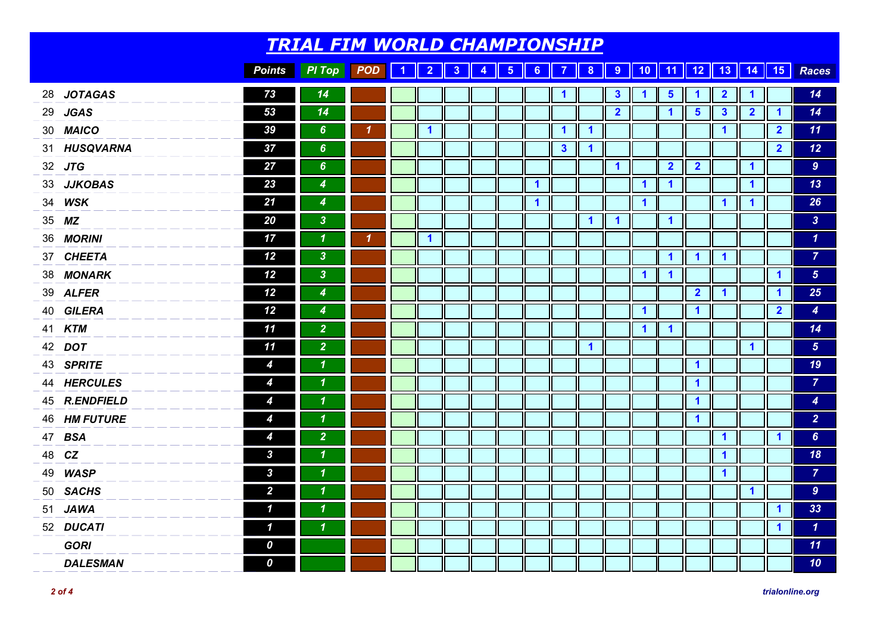# *TRIAL FIM WORLD CHAMPIONSHIP*

| | | Points | Pl Top | POD | 1 | 2 | 3 | 4 | 5 | 6 | 7 | 8 | 9 | 10 | 11 | 12 | 13 | 14 | 15 | Races |
|---|---|---|---|---|---|---|---|---|---|---|---|---|---|---|---|---|---|---|---|---|
| 28 | **JOTAGAS** | 73 | 14 | | | | | | | | 1 | | 3 | 1 | 5 | 1 | 2 | 1 | | 14 |
| 29 | **JGAS** | 53 | 14 | | | | | | | | | | 2 | | 1 | 5 | 3 | 2 | 1 | 14 |
| 30 | **MAICO** | 39 | 6 | 1 | | 1 | | | | | 1 | 1 | | | | | 1 | | 2 | 11 |
| 31 | **HUSQVARNA** | 37 | 6 | | | | | | | | 3 | 1 | | | | | | | 2 | 12 |
| 32 | **JTG** | 27 | 6 | | | | | | | | | | 1 | | 2 | 2 | | 1 | | 9 |
| 33 | **JJKOBAS** | 23 | 4 | | | | | | | 1 | | | | 1 | 1 | | | 1 | | 13 |
| 34 | **WSK** | 21 | 4 | | | | | | | 1 | | | | 1 | | | 1 | 1 | | 26 |
| 35 | **MZ** | 20 | 3 | | | | | | | | | 1 | 1 | | 1 | | | | | 3 |
| 36 | **MORINI** | 17 | 1 | 1 | | 1 | | | | | | | | | | | | | | 1 |
| 37 | **CHEETA** | 12 | 3 | | | | | | | | | | | | 1 | 1 | 1 | | | 7 |
| 38 | **MONARK** | 12 | 3 | | | | | | | | | | | 1 | 1 | | | | 1 | 5 |
| 39 | **ALFER** | 12 | 4 | | | | | | | | | | | | | 2 | 1 | | 1 | 25 |
| 40 | **GILERA** | 12 | 4 | | | | | | | | | | | 1 | | 1 | | | 2 | 4 |
| 41 | **KTM** | 11 | 2 | | | | | | | | | | | 1 | 1 | | | | | 14 |
| 42 | **DOT** | 11 | 2 | | | | | | | | | 1 | | | | | | 1 | | 5 |
| 43 | **SPRITE** | 4 | 1 | | | | | | | | | | | | | 1 | | | | 19 |
| 44 | **HERCULES** | 4 | 1 | | | | | | | | | | | | | 1 | | | | 7 |
| 45 | **R.ENDFIELD** | 4 | 1 | | | | | | | | | | | | | 1 | | | | 4 |
| 46 | **HM FUTURE** | 4 | 1 | | | | | | | | | | | | | 1 | | | | 2 |
| 47 | **BSA** | 4 | 2 | | | | | | | | | | | | | | 1 | | 1 | 6 |
| 48 | **CZ** | 3 | 1 | | | | | | | | | | | | | | 1 | | | 18 |
| 49 | **WASP** | 3 | 1 | | | | | | | | | | | | | | 1 | | | 7 |
| 50 | **SACHS** | 2 | 1 | | | | | | | | | | | | | | | 1 | | 9 |
| 51 | **JAWA** | 1 | 1 | | | | | | | | | | | | | | | | 1 | 33 |
| 52 | **DUCATI** | 1 | 1 | | | | | | | | | | | | | | | | 1 | 1 |
| | **GORI** | 0 | | | | | | | | | | | | | | | | | | 11 |
| | **DALESMAN** | 0 | | | | | | | | | | | | | | | | | | 10 |

*trialonline.org*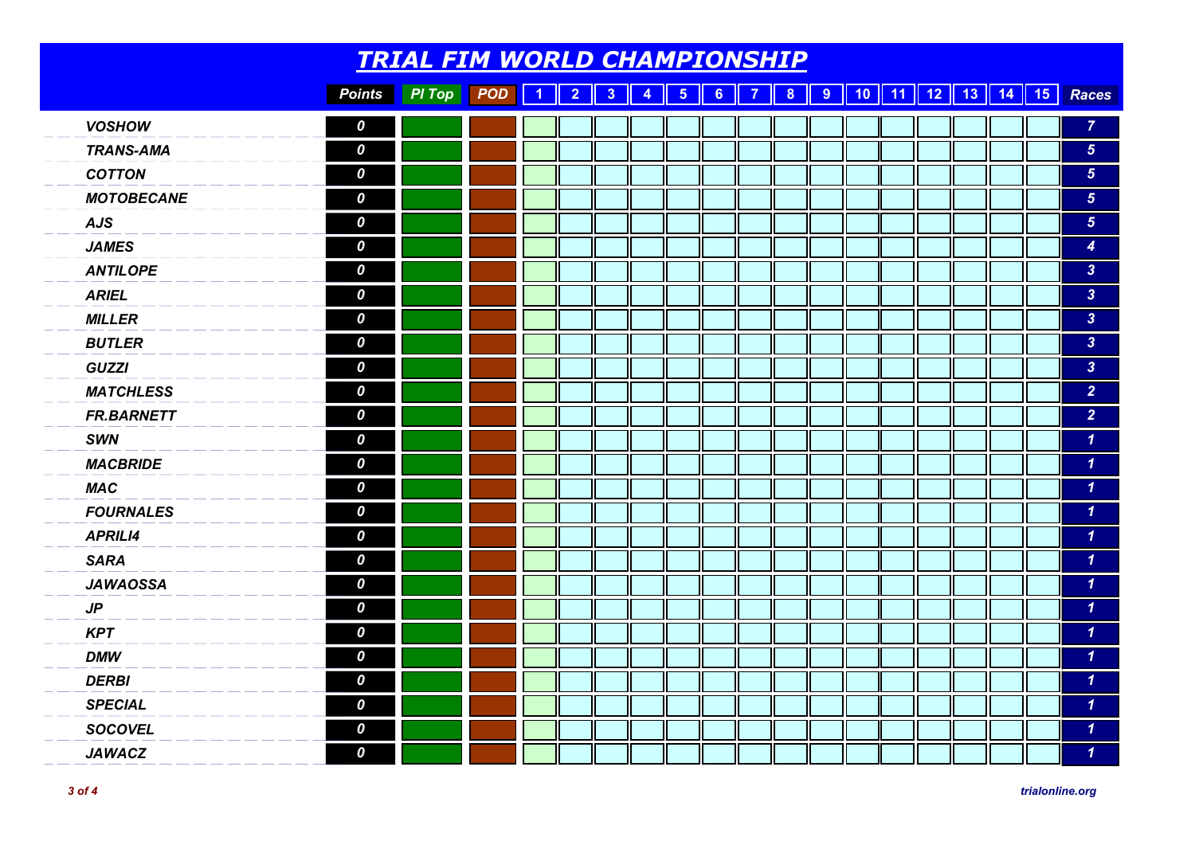# *TRIAL FIM WORLD CHAMPIONSHIP*

| | Points | Pl Top | POD | 1 | 2 | 3 | 4 | 5 | 6 | 7 | 8 | 9 | 10 | 11 | 12 | 13 | 14 | 15 | Races |
|---|---|---|---|---|---|---|---|---|---|---|---|---|---|---|---|---|---|---|---|
| *VOSHOW* | 0 | | | | | | | | | | | | | | | | | | 7 |
| *TRANS-AMA* | 0 | | | | | | | | | | | | | | | | | | 5 |
| *COTTON* | 0 | | | | | | | | | | | | | | | | | | 5 |
| *MOTOBECANE* | 0 | | | | | | | | | | | | | | | | | | 5 |
| *AJS* | 0 | | | | | | | | | | | | | | | | | | 5 |
| *JAMES* | 0 | | | | | | | | | | | | | | | | | | 4 |
| *ANTILOPE* | 0 | | | | | | | | | | | | | | | | | | 3 |
| *ARIEL* | 0 | | | | | | | | | | | | | | | | | | 3 |
| *MILLER* | 0 | | | | | | | | | | | | | | | | | | 3 |
| *BUTLER* | 0 | | | | | | | | | | | | | | | | | | 3 |
| *GUZZI* | 0 | | | | | | | | | | | | | | | | | | 3 |
| *MATCHLESS* | 0 | | | | | | | | | | | | | | | | | | 2 |
| *FR.BARNETT* | 0 | | | | | | | | | | | | | | | | | | 2 |
| *SWN* | 0 | | | | | | | | | | | | | | | | | | 1 |
| *MACBRIDE* | 0 | | | | | | | | | | | | | | | | | | 1 |
| *MAC* | 0 | | | | | | | | | | | | | | | | | | 1 |
| *FOURNALES* | 0 | | | | | | | | | | | | | | | | | | 1 |
| *APRILI4* | 0 | | | | | | | | | | | | | | | | | | 1 |
| *SARA* | 0 | | | | | | | | | | | | | | | | | | 1 |
| *JAWAOSSA* | 0 | | | | | | | | | | | | | | | | | | 1 |
| *JP* | 0 | | | | | | | | | | | | | | | | | | 1 |
| *KPT* | 0 | | | | | | | | | | | | | | | | | | 1 |
| *DMW* | 0 | | | | | | | | | | | | | | | | | | 1 |
| *DERBI* | 0 | | | | | | | | | | | | | | | | | | 1 |
| *SPECIAL* | 0 | | | | | | | | | | | | | | | | | | 1 |
| *SOCOVEL* | 0 | | | | | | | | | | | | | | | | | | 1 |
| *JAWACZ* | 0 | | | | | | | | | | | | | | | | | | 1 |

*trialonline.org*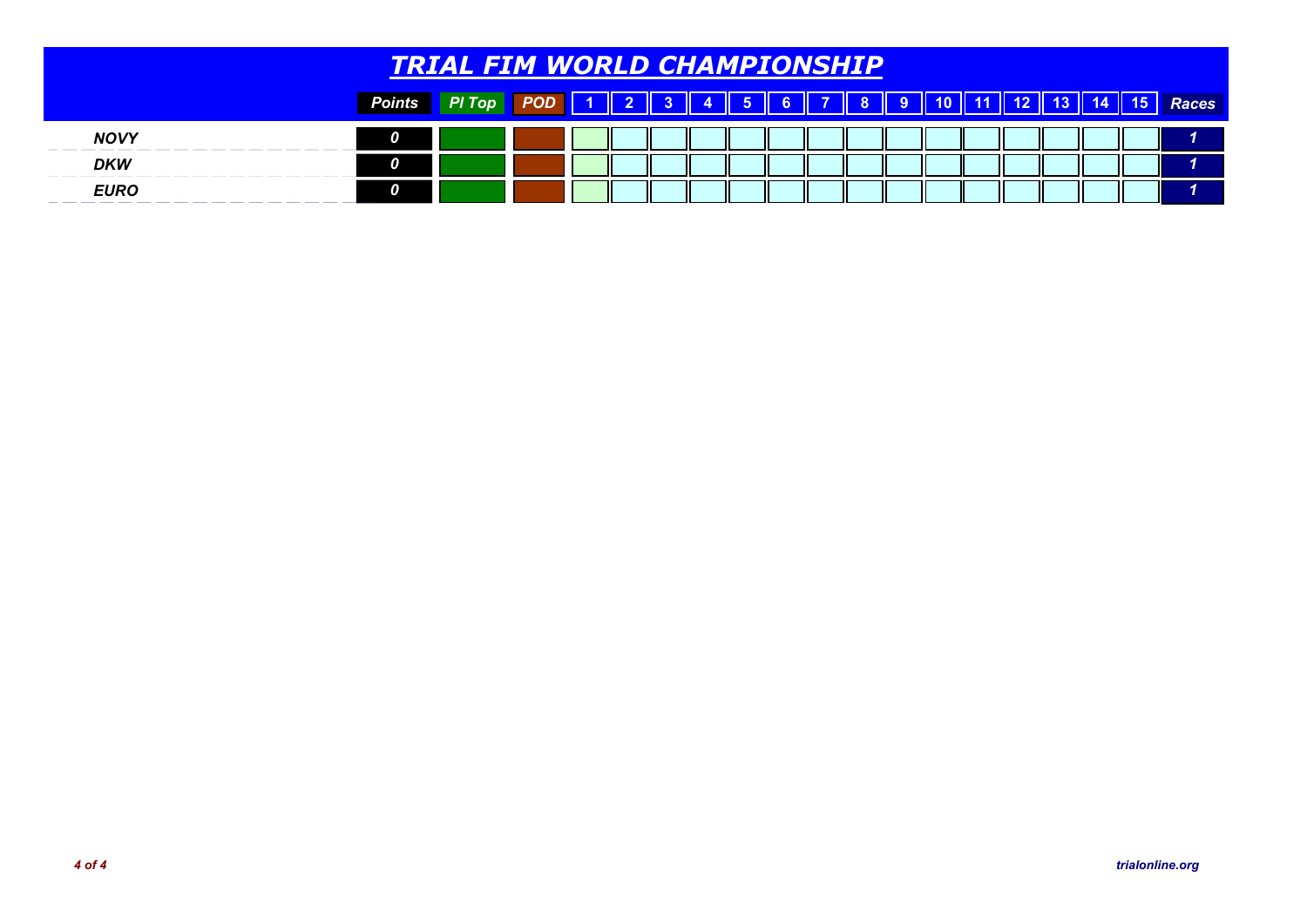# TRIAL FIM WORLD CHAMPIONSHIP

| | Points | Pl Top | POD | 1 | 2 | 3 | 4 | 5 | 6 | 7 | 8 | 9 | 10 | 11 | 12 | 13 | 14 | 15 | Races |
|---|---|---|---|---|---|---|---|---|---|---|---|---|---|---|---|---|---|---|---|
| NOVY | 0 | | | | | | | | | | | | | | | | | | 1 |
| DKW | 0 | | | | | | | | | | | | | | | | | | 1 |
| EURO | 0 | | | | | | | | | | | | | | | | | | 1 |

trialonline.org